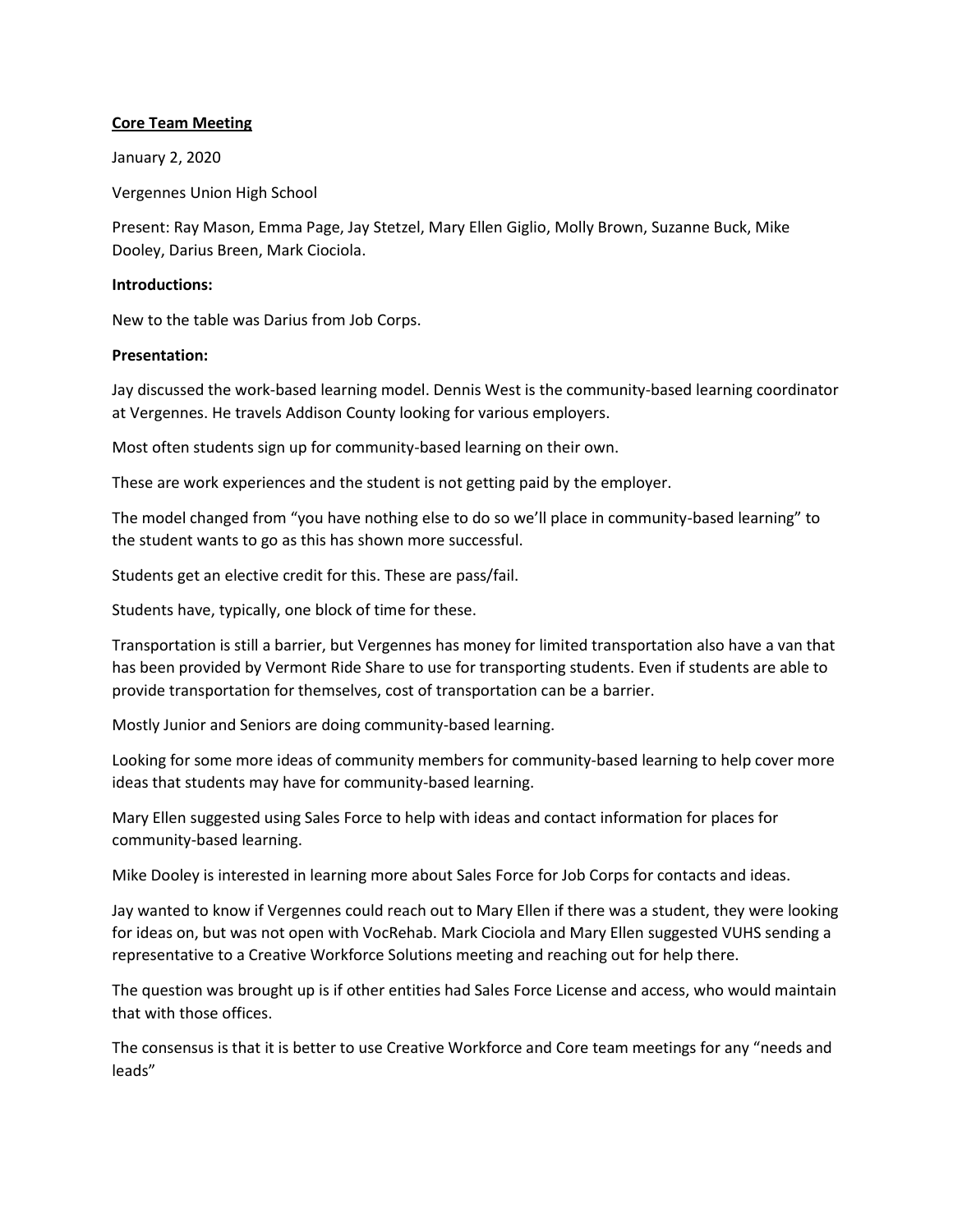**Core Team Meeting**

January 2, 2020

Vergennes Union High School

Present: Ray Mason, Emma Page, Jay Stetzel, Mary Ellen Giglio, Molly Brown, Suzanne Buck, Mike Dooley, Darius Breen, Mark Ciociola.

**Introductions:**

New to the table was Darius from Job Corps.

**Presentation:**

Jay discussed the work-based learning model. Dennis West is the community-based learning coordinator at Vergennes. He travels Addison County looking for various employers.

Most often students sign up for community-based learning on their own.

These are work experiences and the student is not getting paid by the employer.

The model changed from "you have nothing else to do so we'll place in community-based learning" to the student wants to go as this has shown more successful.

Students get an elective credit for this. These are pass/fail.

Students have, typically, one block of time for these.

Transportation is still a barrier, but Vergennes has money for limited transportation also have a van that has been provided by Vermont Ride Share to use for transporting students. Even if students are able to provide transportation for themselves, cost of transportation can be a barrier.

Mostly Junior and Seniors are doing community-based learning.

Looking for some more ideas of community members for community-based learning to help cover more ideas that students may have for community-based learning.

Mary Ellen suggested using Sales Force to help with ideas and contact information for places for community-based learning.

Mike Dooley is interested in learning more about Sales Force for Job Corps for contacts and ideas.

Jay wanted to know if Vergennes could reach out to Mary Ellen if there was a student, they were looking for ideas on, but was not open with VocRehab. Mark Ciociola and Mary Ellen suggested VUHS sending a representative to a Creative Workforce Solutions meeting and reaching out for help there.

The question was brought up is if other entities had Sales Force License and access, who would maintain that with those offices.

The consensus is that it is better to use Creative Workforce and Core team meetings for any "needs and leads"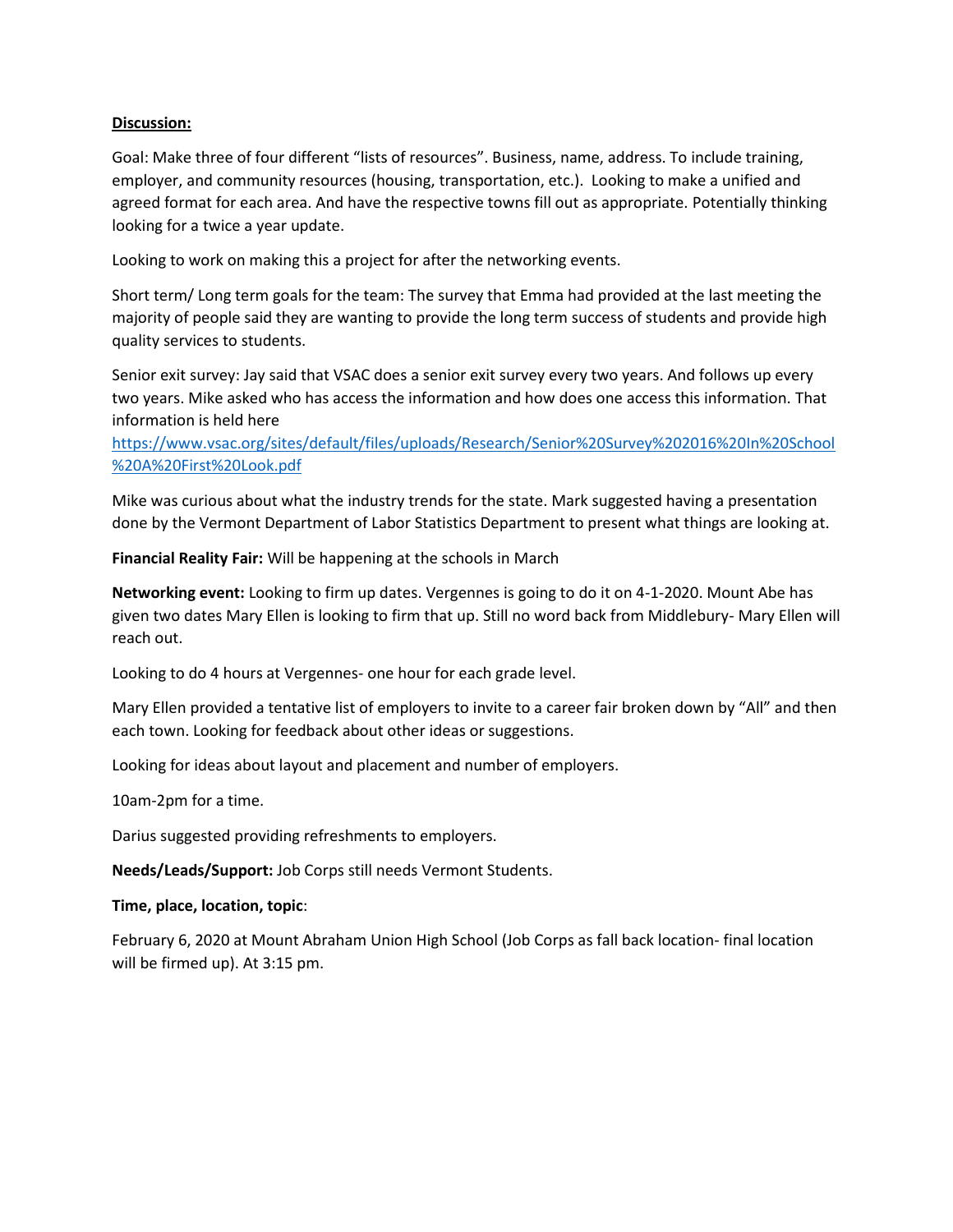**Discussion:**

Goal: Make three of four different "lists of resources". Business, name, address. To include training, employer, and community resources (housing, transportation, etc.). Looking to make a unified and agreed format for each area. And have the respective towns fill out as appropriate. Potentially thinking looking for a twice a year update.

Looking to work on making this a project for after the networking events.

Short term/ Long term goals for the team: The survey that Emma had provided at the last meeting the majority of people said they are wanting to provide the long term success of students and provide high quality services to students.

Senior exit survey: Jay said that VSAC does a senior exit survey every two years. And follows up every two years. Mike asked who has access the information and how does one access this information. That information is held here https://www.vsac.org/sites/default/files/uploads/Research/Senior%20Survey%202016%20In%20School%20A%20First%20Look.pdf

Mike was curious about what the industry trends for the state. Mark suggested having a presentation done by the Vermont Department of Labor Statistics Department to present what things are looking at.

**Financial Reality Fair:** Will be happening at the schools in March

**Networking event:** Looking to firm up dates. Vergennes is going to do it on 4-1-2020. Mount Abe has given two dates Mary Ellen is looking to firm that up. Still no word back from Middlebury- Mary Ellen will reach out.

Looking to do 4 hours at Vergennes- one hour for each grade level.

Mary Ellen provided a tentative list of employers to invite to a career fair broken down by "All" and then each town. Looking for feedback about other ideas or suggestions.

Looking for ideas about layout and placement and number of employers.

10am-2pm for a time.

Darius suggested providing refreshments to employers.

**Needs/Leads/Support:** Job Corps still needs Vermont Students.

**Time, place, location, topic**:

February 6, 2020 at Mount Abraham Union High School (Job Corps as fall back location- final location will be firmed up). At 3:15 pm.